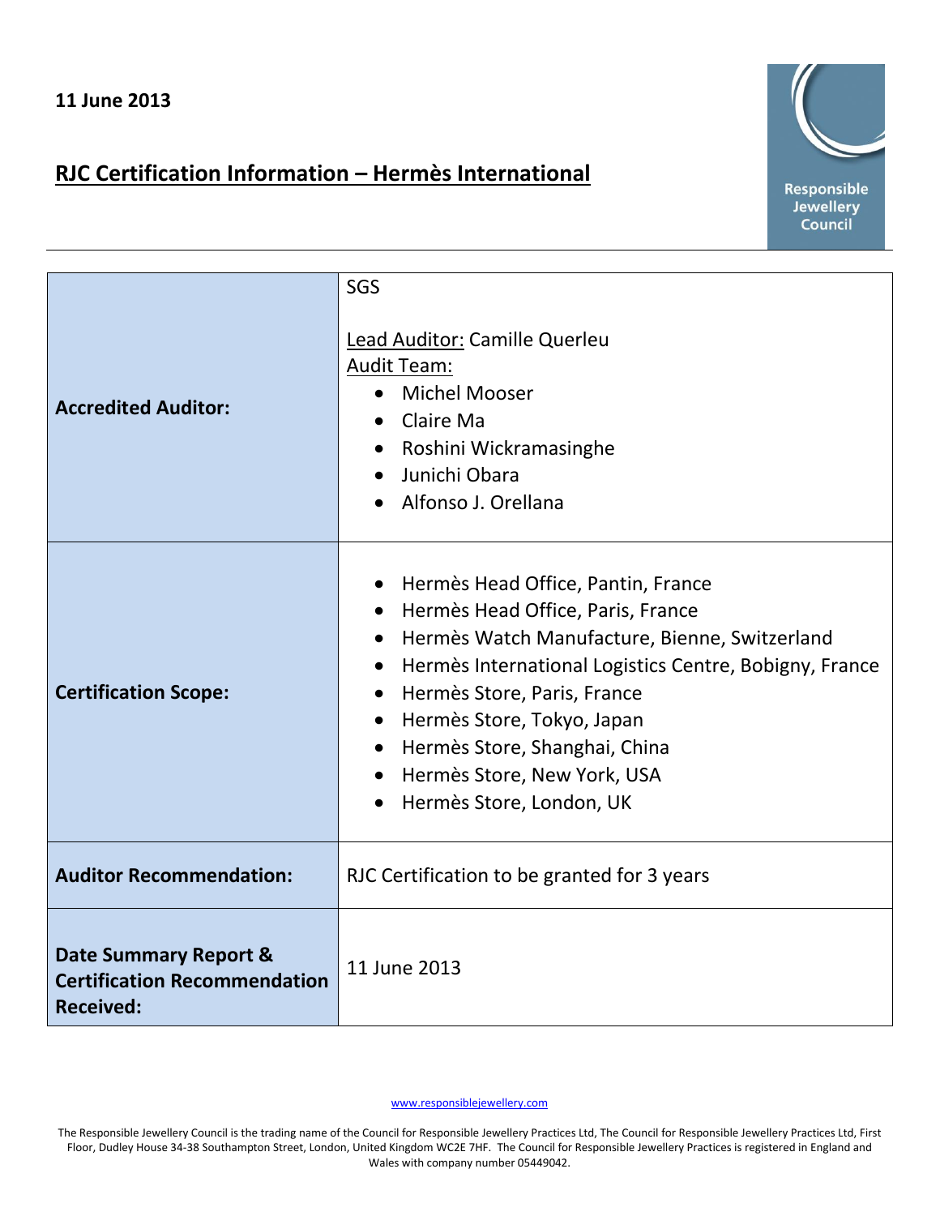**11 June 2013**

# RJC Certification Information – Hermès International

| | |
|---|---|
| **Accredited Auditor:** | SGS<br><br>Lead Auditor: Camille Querleu<br>Audit Team:<br>• Michel Mooser<br>• Claire Ma<br>• Roshini Wickramasinghe<br>• Junichi Obara<br>• Alfonso J. Orellana |
| **Certification Scope:** | • Hermès Head Office, Pantin, France<br>• Hermès Head Office, Paris, France<br>• Hermès Watch Manufacture, Bienne, Switzerland<br>• Hermès International Logistics Centre, Bobigny, France<br>• Hermès Store, Paris, France<br>• Hermès Store, Tokyo, Japan<br>• Hermès Store, Shanghai, China<br>• Hermès Store, New York, USA<br>• Hermès Store, London, UK |
| **Auditor Recommendation:** | RJC Certification to be granted for 3 years |
| **Date Summary Report & Certification Recommendation Received:** | 11 June 2013 |

www.responsiblejewellery.com

The Responsible Jewellery Council is the trading name of the Council for Responsible Jewellery Practices Ltd, The Council for Responsible Jewellery Practices Ltd, First Floor, Dudley House 34-38 Southampton Street, London, United Kingdom WC2E 7HF. The Council for Responsible Jewellery Practices is registered in England and Wales with company number 05449042.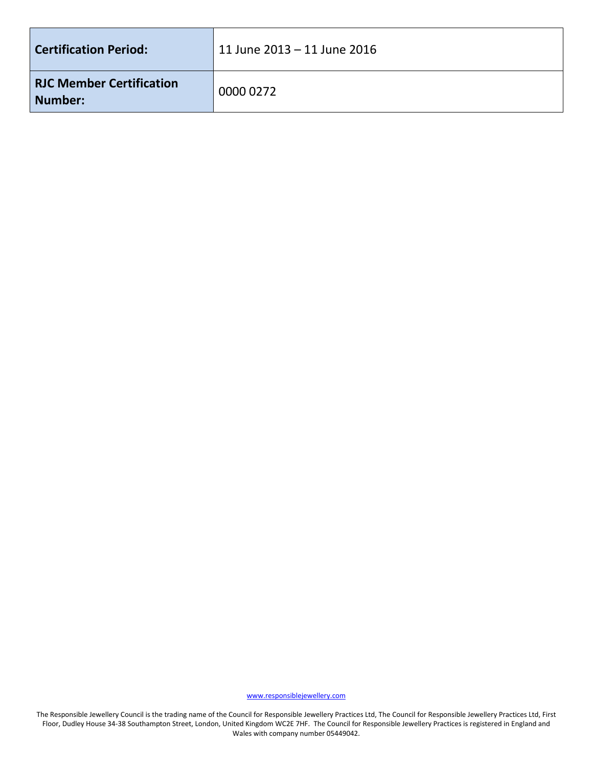| | |
|---|---|
| **Certification Period:** | 11 June 2013 – 11 June 2016 |
| **RJC Member Certification Number:** | 0000 0272 |

www.responsiblejewellery.com

The Responsible Jewellery Council is the trading name of the Council for Responsible Jewellery Practices Ltd, The Council for Responsible Jewellery Practices Ltd, First Floor, Dudley House 34-38 Southampton Street, London, United Kingdom WC2E 7HF. The Council for Responsible Jewellery Practices is registered in England and Wales with company number 05449042.